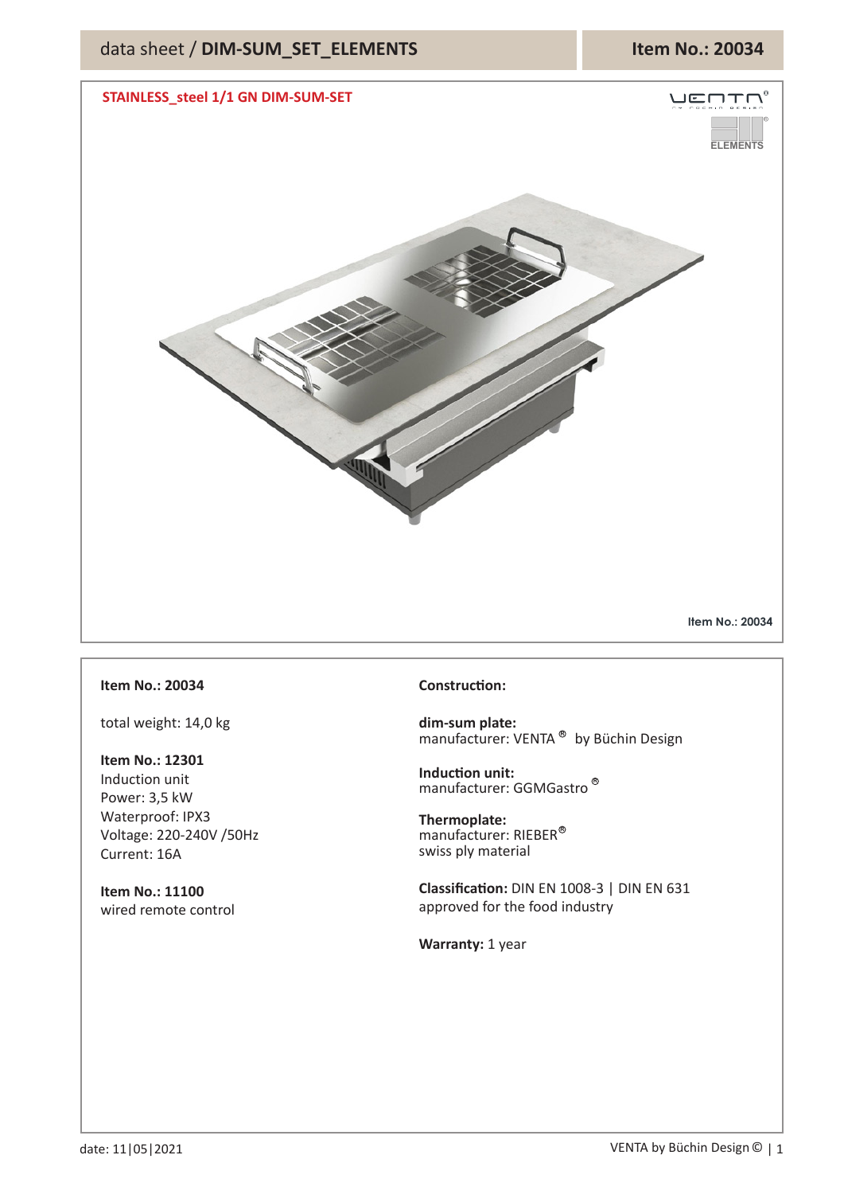# data sheet / DIM-SUM_SET_ELEMENTS

**Item No.: 20034**

## STAINLESS_steel 1/1 GN DIM-SUM-SET

Item No.: 20034

**Item No.: 20034**

total weight: 14,0 kg

**Item No.: 12301**
Induction unit
Power: 3,5 kW
Waterproof: IPX3
Voltage: 220-240V /50Hz
Current: 16A

**Item No.: 11100**
wired remote control

**Construction:**

**dim-sum plate:**
manufacturer: VENTA ® by Büchin Design

**Induction unit:**
manufacturer: GGMGastro ®

**Thermoplate:**
manufacturer: RIEBER®
swiss ply material

**Classification:** DIN EN 1008-3 | DIN EN 631
approved for the food industry

**Warranty:** 1 year

date: 11|05|2021

VENTA by Büchin Design ©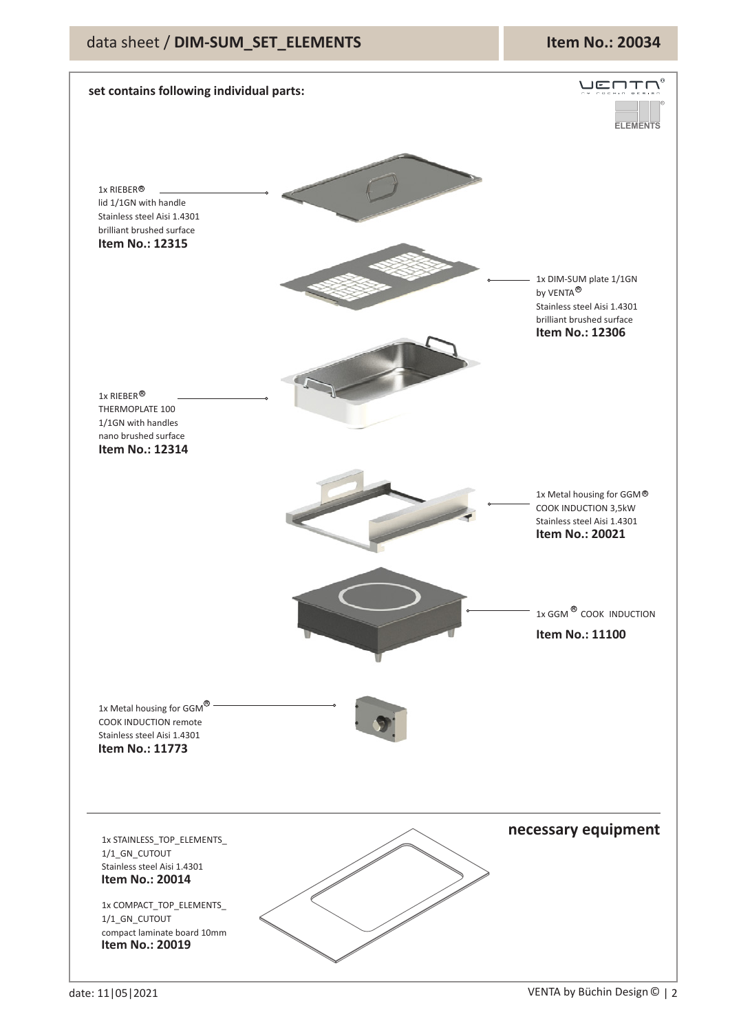# data sheet / **DIM-SUM_SET_ELEMENTS**

**Item No.: 20034**

**set contains following individual parts:**

1x RIEBER®
lid 1/1GN with handle
Stainless steel Aisi 1.4301
brilliant brushed surface
**Item No.: 12315**

1x DIM-SUM plate 1/1GN
by VENTA®
Stainless steel Aisi 1.4301
brilliant brushed surface
**Item No.: 12306**

1x RIEBER®
THERMOPLATE 100
1/1GN with handles
nano brushed surface
**Item No.: 12314**

1x Metal housing for GGM®
COOK INDUCTION 3,5kW
Stainless steel Aisi 1.4301
**Item No.: 20021**

1x GGM ® COOK INDUCTION
**Item No.: 11100**

1x Metal housing for GGM®
COOK INDUCTION remote
Stainless steel Aisi 1.4301
**Item No.: 11773**

## necessary equipment

1x STAINLESS_TOP_ELEMENTS_
1/1_GN_CUTOUT
Stainless steel Aisi 1.4301
**Item No.: 20014**

1x COMPACT_TOP_ELEMENTS_
1/1_GN_CUTOUT
compact laminate board 10mm
**Item No.: 20019**

date: 11|05|2021

VENTA by Büchin Design ©